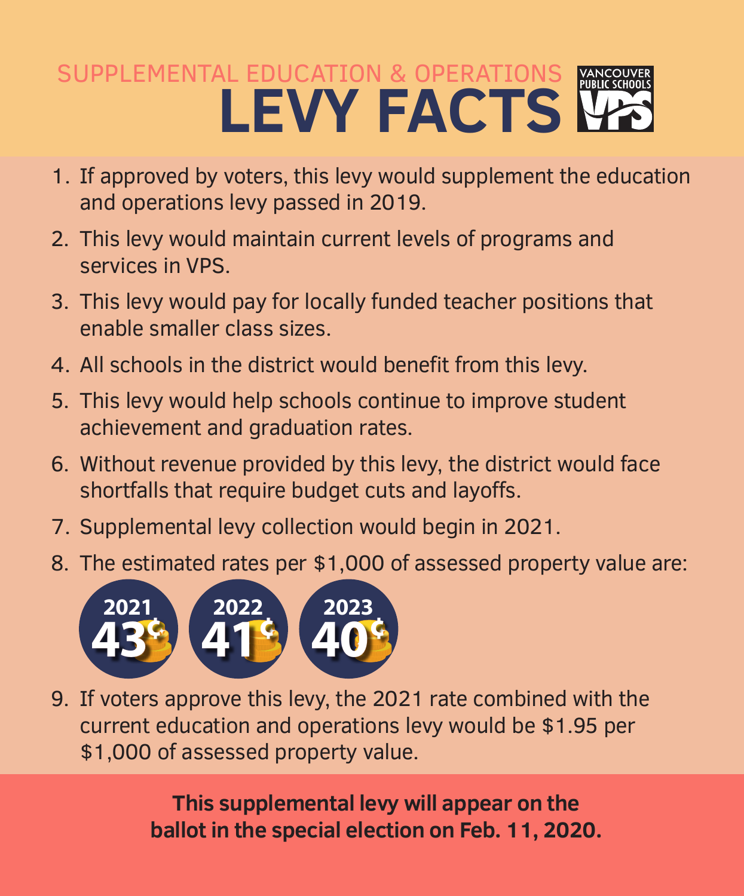SUPPLEMENTAL EDUCATION & OPERATIONS

# LEVY FACTS

VANCOUVER PUBLIC SCHOOLS VPS

1. If approved by voters, this levy would supplement the education and operations levy passed in 2019.
2. This levy would maintain current levels of programs and services in VPS.
3. This levy would pay for locally funded teacher positions that enable smaller class sizes.
4. All schools in the district would benefit from this levy.
5. This levy would help schools continue to improve student achievement and graduation rates.
6. Without revenue provided by this levy, the district would face shortfalls that require budget cuts and layoffs.
7. Supplemental levy collection would begin in 2021.
8. The estimated rates per $1,000 of assessed property value are:

   2021 43¢ | 2022 41¢ | 2023 40¢

9. If voters approve this levy, the 2021 rate combined with the current education and operations levy would be $1.95 per $1,000 of assessed property value.

**This supplemental levy will appear on the ballot in the special election on Feb. 11, 2020.**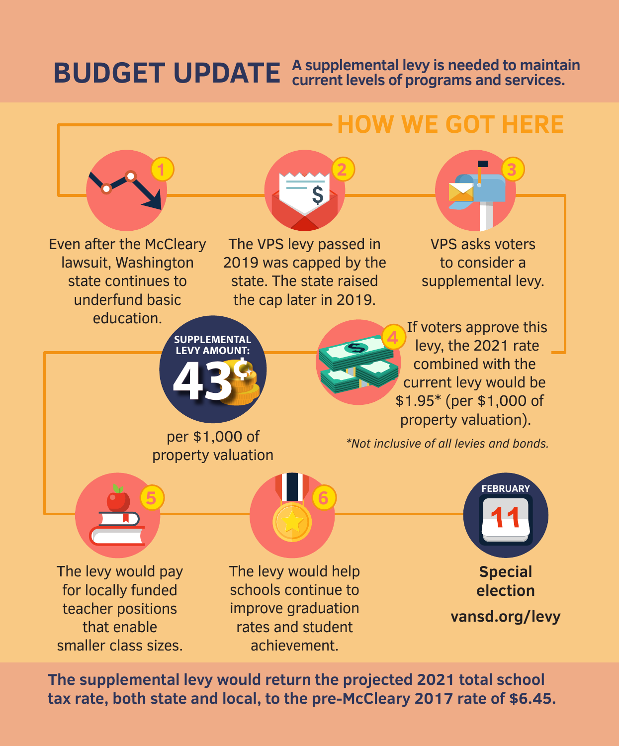# BUDGET UPDATE

**A supplemental levy is needed to maintain current levels of programs and services.**

## HOW WE GOT HERE

1. Even after the McCleary lawsuit, Washington state continues to underfund basic education.

2. The VPS levy passed in 2019 was capped by the state. The state raised the cap later in 2019.

3. VPS asks voters to consider a supplemental levy.

4. If voters approve this levy, the 2021 rate combined with the current levy would be $1.95* (per $1,000 of property valuation).

*Not inclusive of all levies and bonds.*

**SUPPLEMENTAL LEVY AMOUNT: 43¢**

per $1,000 of property valuation

5. The levy would pay for locally funded teacher positions that enable smaller class sizes.

6. The levy would help schools continue to improve graduation rates and student achievement.

FEBRUARY 11

**Special election**

**vansd.org/levy**

**The supplemental levy would return the projected 2021 total school tax rate, both state and local, to the pre-McCleary 2017 rate of $6.45.**